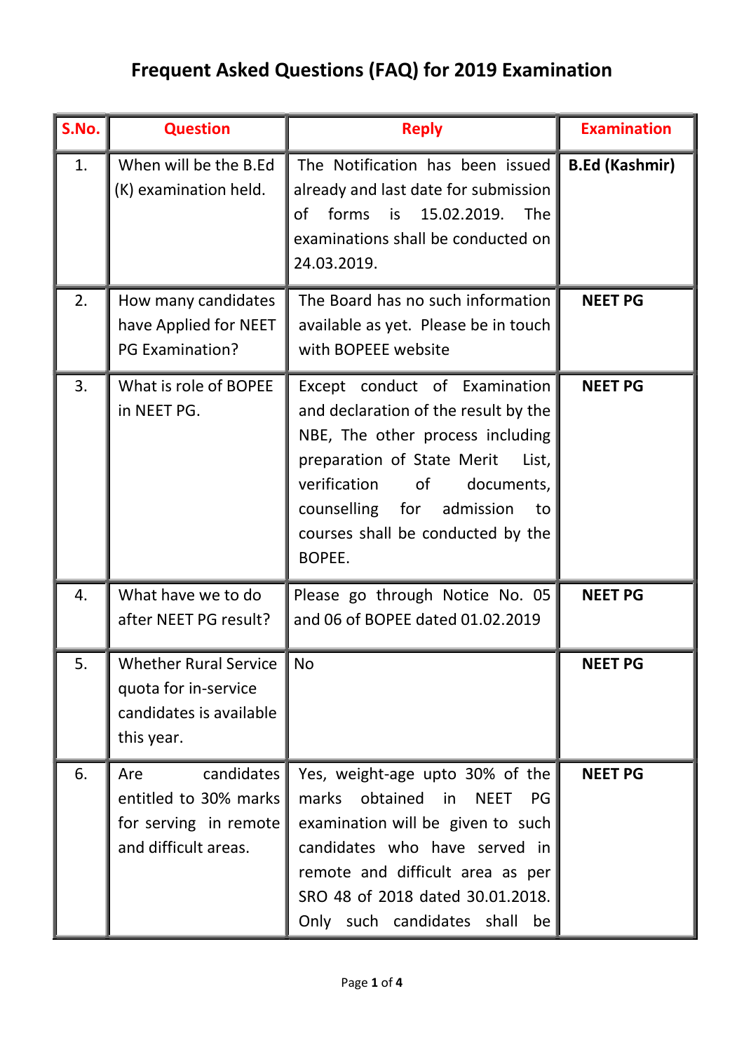# Frequent Asked Questions (FAQ) for 2019 Examination

| S.No. | Question | Reply | Examination |
|---|---|---|---|
| 1. | When will be the B.Ed (K) examination held. | The Notification has been issued already and last date for submission of forms is 15.02.2019. The examinations shall be conducted on 24.03.2019. | **B.Ed (Kashmir)** |
| 2. | How many candidates have Applied for NEET PG Examination? | The Board has no such information available as yet. Please be in touch with BOPEEE website | **NEET PG** |
| 3. | What is role of BOPEE in NEET PG. | Except conduct of Examination and declaration of the result by the NBE, The other process including preparation of State Merit List, verification of documents, counselling for admission to courses shall be conducted by the BOPEE. | **NEET PG** |
| 4. | What have we to do after NEET PG result? | Please go through Notice No. 05 and 06 of BOPEE dated 01.02.2019 | **NEET PG** |
| 5. | Whether Rural Service quota for in-service candidates is available this year. | No | **NEET PG** |
| 6. | Are candidates entitled to 30% marks for serving in remote and difficult areas. | Yes, weight-age upto 30% of the marks obtained in NEET PG examination will be given to such candidates who have served in remote and difficult area as per SRO 48 of 2018 dated 30.01.2018. Only such candidates shall be | **NEET PG** |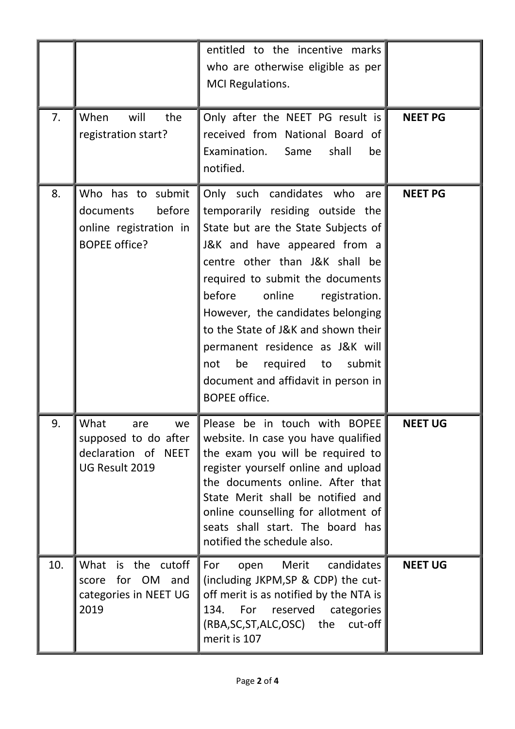| | | | |
|---|---|---|---|
| | | entitled to the incentive marks who are otherwise eligible as per MCI Regulations. | |
| 7. | When will the registration start? | Only after the NEET PG result is received from National Board of Examination. Same shall be notified. | **NEET PG** |
| 8. | Who has to submit documents before online registration in BOPEE office? | Only such candidates who are temporarily residing outside the State but are the State Subjects of J&K and have appeared from a centre other than J&K shall be required to submit the documents before online registration. However, the candidates belonging to the State of J&K and shown their permanent residence as J&K will not be required to submit document and affidavit in person in BOPEE office. | **NEET PG** |
| 9. | What are we supposed to do after declaration of NEET UG Result 2019 | Please be in touch with BOPEE website. In case you have qualified the exam you will be required to register yourself online and upload the documents online. After that State Merit shall be notified and online counselling for allotment of seats shall start. The board has notified the schedule also. | **NEET UG** |
| 10. | What is the cutoff score for OM and categories in NEET UG 2019 | For open Merit candidates (including JKPM,SP & CDP) the cut-off merit is as notified by the NTA is 134. For reserved categories (RBA,SC,ST,ALC,OSC) the cut-off merit is 107 | **NEET UG** |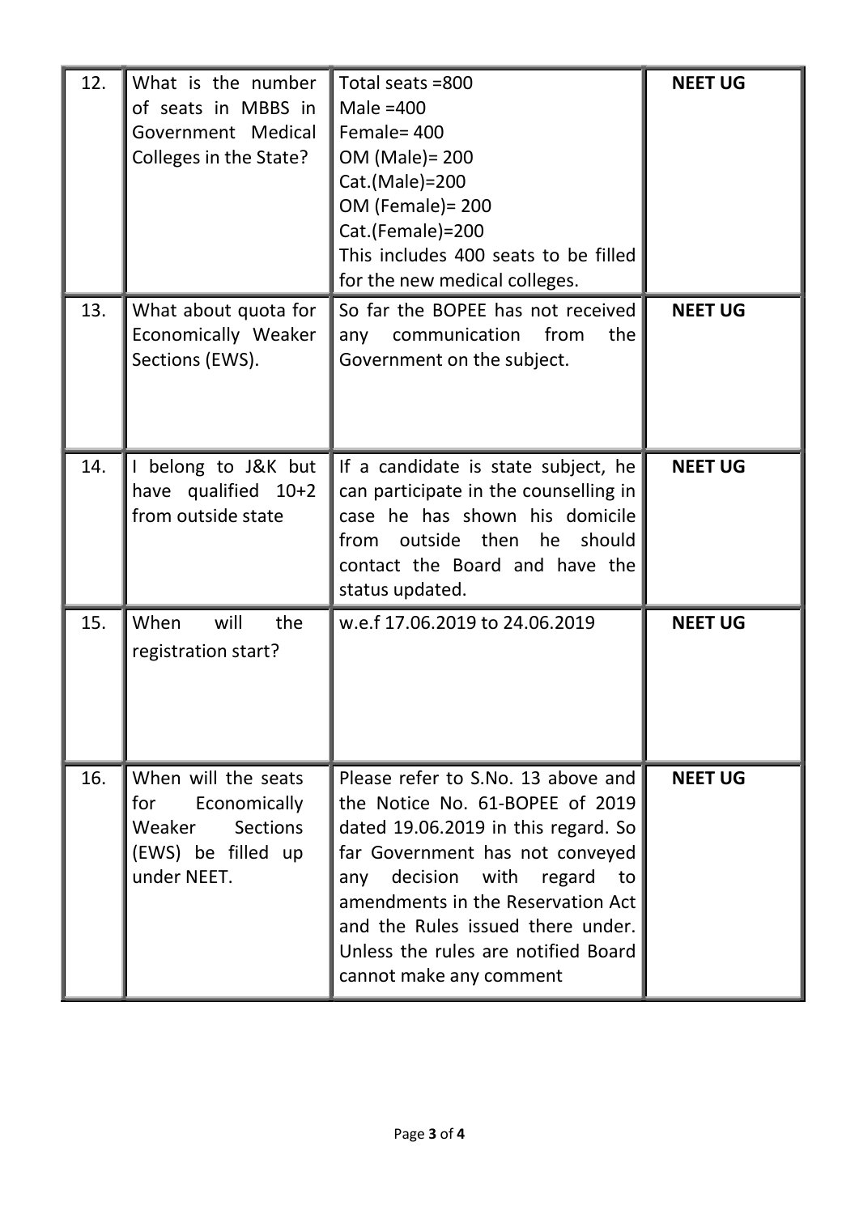| 12. | What is the number of seats in MBBS in Government Medical Colleges in the State? | Total seats =800<br>Male =400<br>Female= 400<br>OM (Male)= 200<br>Cat.(Male)=200<br>OM (Female)= 200<br>Cat.(Female)=200<br>This includes 400 seats to be filled for the new medical colleges. | **NEET UG** |
|---|---|---|---|
| 13. | What about quota for Economically Weaker Sections (EWS). | So far the BOPEE has not received any communication from the Government on the subject. | **NEET UG** |
| 14. | I belong to J&K but have qualified 10+2 from outside state | If a candidate is state subject, he can participate in the counselling in case he has shown his domicile from outside then he should contact the Board and have the status updated. | **NEET UG** |
| 15. | When will the registration start? | w.e.f 17.06.2019 to 24.06.2019 | **NEET UG** |
| 16. | When will the seats for Economically Weaker Sections (EWS) be filled up under NEET. | Please refer to S.No. 13 above and the Notice No. 61-BOPEE of 2019 dated 19.06.2019 in this regard. So far Government has not conveyed any decision with regard to amendments in the Reservation Act and the Rules issued there under. Unless the rules are notified Board cannot make any comment | **NEET UG** |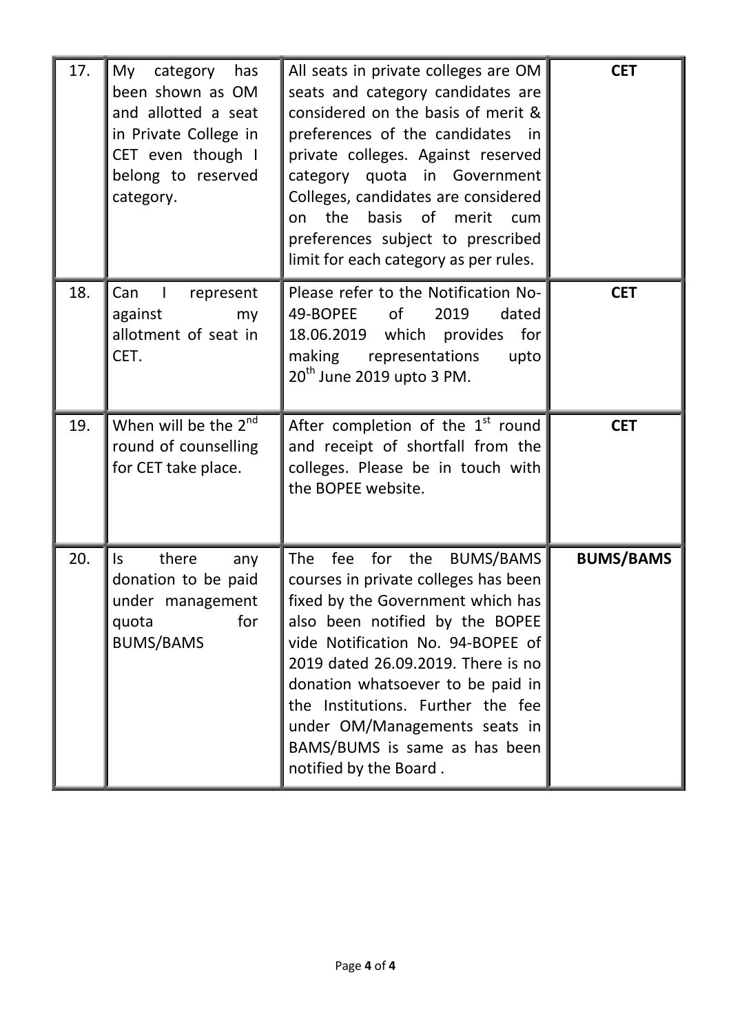| | | | |
|---|---|---|---|
| 17. | My category has been shown as OM and allotted a seat in Private College in CET even though I belong to reserved category. | All seats in private colleges are OM seats and category candidates are considered on the basis of merit & preferences of the candidates in private colleges. Against reserved category quota in Government Colleges, candidates are considered on the basis of merit cum preferences subject to prescribed limit for each category as per rules. | **CET** |
| 18. | Can I represent against my allotment of seat in CET. | Please refer to the Notification No-49-BOPEE of 2019 dated 18.06.2019 which provides for making representations upto 20th June 2019 upto 3 PM. | **CET** |
| 19. | When will be the 2nd round of counselling for CET take place. | After completion of the 1st round and receipt of shortfall from the colleges. Please be in touch with the BOPEE website. | **CET** |
| 20. | Is there any donation to be paid under management quota for BUMS/BAMS | The fee for the BUMS/BAMS courses in private colleges has been fixed by the Government which has also been notified by the BOPEE vide Notification No. 94-BOPEE of 2019 dated 26.09.2019. There is no donation whatsoever to be paid in the Institutions. Further the fee under OM/Managements seats in BAMS/BUMS is same as has been notified by the Board . | **BUMS/BAMS** |